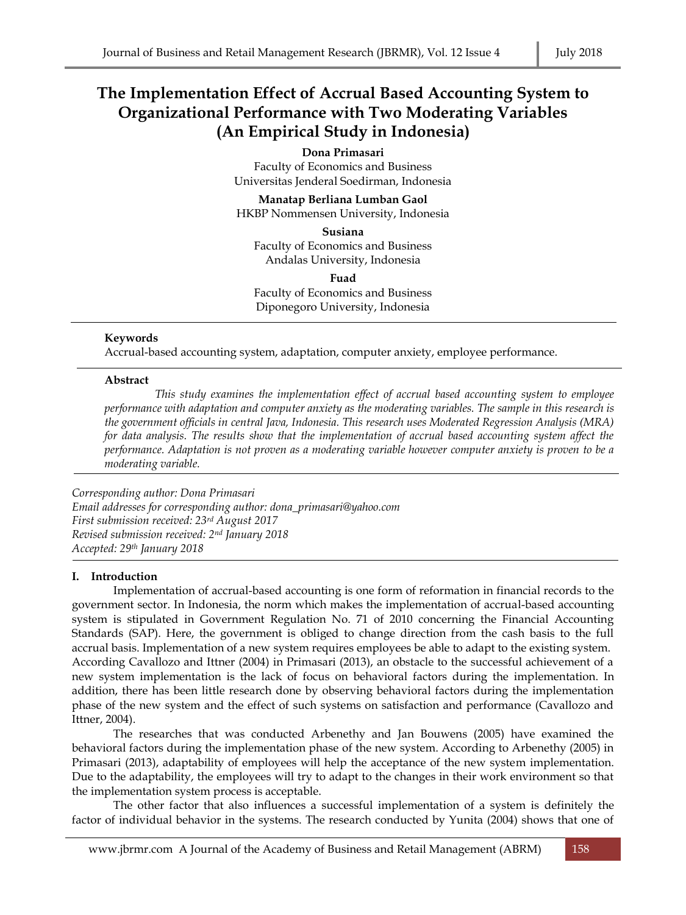# The Implementation Effect of Accrual Based Accounting System to Organizational Performance with Two Moderating Variables (An Empirical Study in Indonesia)

**Dona Primasari**
Faculty of Economics and Business
Universitas Jenderal Soedirman, Indonesia

**Manatap Berliana Lumban Gaol**
HKBP Nommensen University, Indonesia

**Susiana**
Faculty of Economics and Business
Andalas University, Indonesia

**Fuad**
Faculty of Economics and Business
Diponegoro University, Indonesia

**Keywords**
Accrual-based accounting system, adaptation, computer anxiety, employee performance.

**Abstract**
*This study examines the implementation effect of accrual based accounting system to employee performance with adaptation and computer anxiety as the moderating variables. The sample in this research is the government officials in central Java, Indonesia. This research uses Moderated Regression Analysis (MRA) for data analysis. The results show that the implementation of accrual based accounting system affect the performance. Adaptation is not proven as a moderating variable however computer anxiety is proven to be a moderating variable.*

*Corresponding author: Dona Primasari*
*Email addresses for corresponding author: dona_primasari@yahoo.com*
*First submission received: 23rd August 2017*
*Revised submission received: 2nd January 2018*
*Accepted: 29th January 2018*

## I. Introduction

Implementation of accrual-based accounting is one form of reformation in financial records to the government sector. In Indonesia, the norm which makes the implementation of accrual-based accounting system is stipulated in Government Regulation No. 71 of 2010 concerning the Financial Accounting Standards (SAP). Here, the government is obliged to change direction from the cash basis to the full accrual basis. Implementation of a new system requires employees be able to adapt to the existing system. According Cavallozo and Ittner (2004) in Primasari (2013), an obstacle to the successful achievement of a new system implementation is the lack of focus on behavioral factors during the implementation. In addition, there has been little research done by observing behavioral factors during the implementation phase of the new system and the effect of such systems on satisfaction and performance (Cavallozo and Ittner, 2004).

The researches that was conducted Arbenethy and Jan Bouwens (2005) have examined the behavioral factors during the implementation phase of the new system. According to Arbenethy (2005) in Primasari (2013), adaptability of employees will help the acceptance of the new system implementation. Due to the adaptability, the employees will try to adapt to the changes in their work environment so that the implementation system process is acceptable.

The other factor that also influences a successful implementation of a system is definitely the factor of individual behavior in the systems. The research conducted by Yunita (2004) shows that one of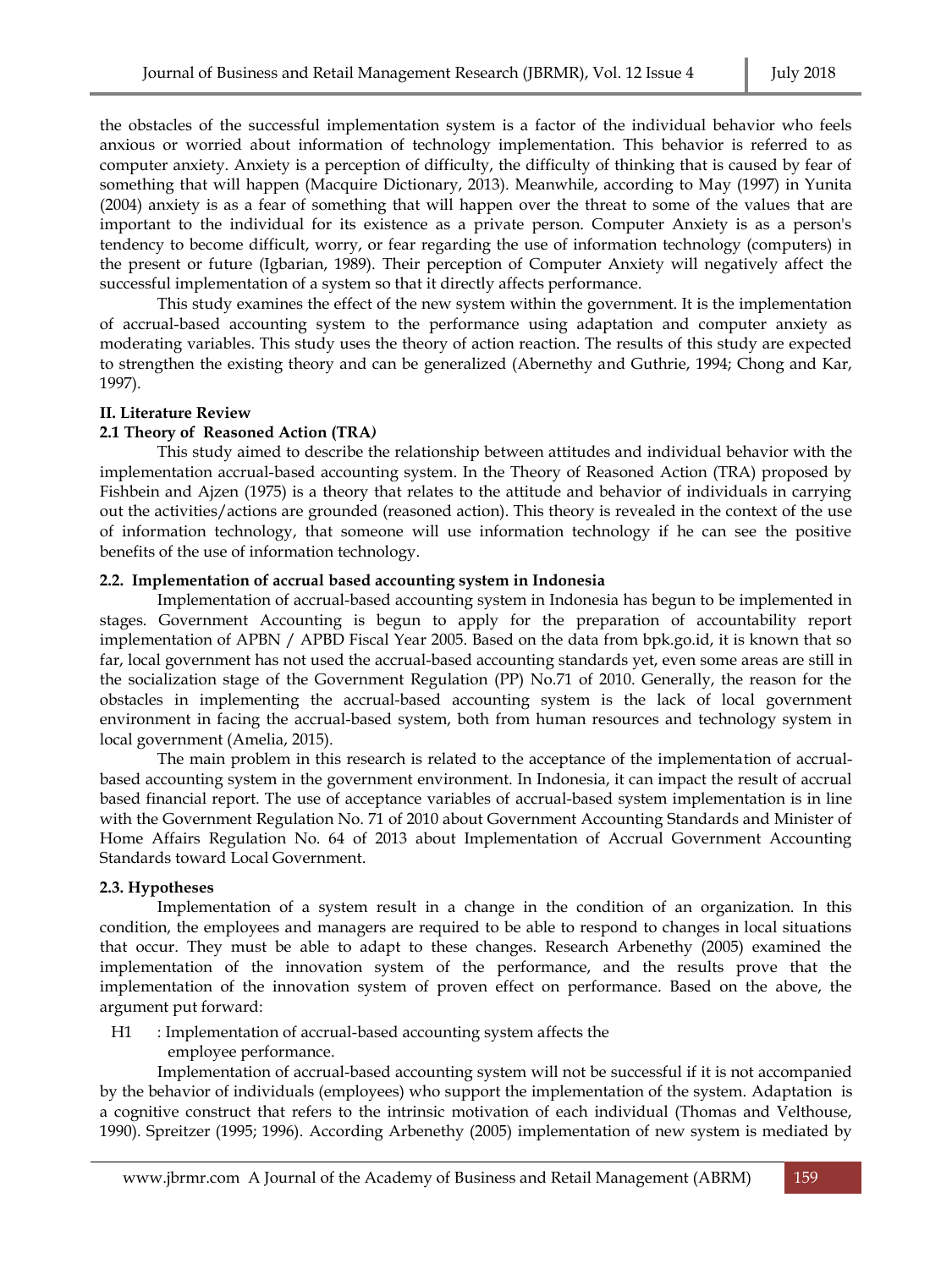the obstacles of the successful implementation system is a factor of the individual behavior who feels anxious or worried about information of technology implementation. This behavior is referred to as computer anxiety. Anxiety is a perception of difficulty, the difficulty of thinking that is caused by fear of something that will happen (Macquire Dictionary, 2013). Meanwhile, according to May (1997) in Yunita (2004) anxiety is as a fear of something that will happen over the threat to some of the values that are important to the individual for its existence as a private person. Computer Anxiety is as a person's tendency to become difficult, worry, or fear regarding the use of information technology (computers) in the present or future (Igbarian, 1989). Their perception of Computer Anxiety will negatively affect the successful implementation of a system so that it directly affects performance.

This study examines the effect of the new system within the government. It is the implementation of accrual-based accounting system to the performance using adaptation and computer anxiety as moderating variables. This study uses the theory of action reaction. The results of this study are expected to strengthen the existing theory and can be generalized (Abernethy and Guthrie, 1994; Chong and Kar, 1997).

## II. Literature Review

### 2.1 Theory of Reasoned Action (TRA)

This study aimed to describe the relationship between attitudes and individual behavior with the implementation accrual-based accounting system. In the Theory of Reasoned Action (TRA) proposed by Fishbein and Ajzen (1975) is a theory that relates to the attitude and behavior of individuals in carrying out the activities/actions are grounded (reasoned action). This theory is revealed in the context of the use of information technology, that someone will use information technology if he can see the positive benefits of the use of information technology.

### 2.2. Implementation of accrual based accounting system in Indonesia

Implementation of accrual-based accounting system in Indonesia has begun to be implemented in stages. Government Accounting is begun to apply for the preparation of accountability report implementation of APBN / APBD Fiscal Year 2005. Based on the data from bpk.go.id, it is known that so far, local government has not used the accrual-based accounting standards yet, even some areas are still in the socialization stage of the Government Regulation (PP) No.71 of 2010. Generally, the reason for the obstacles in implementing the accrual-based accounting system is the lack of local government environment in facing the accrual-based system, both from human resources and technology system in local government (Amelia, 2015).

The main problem in this research is related to the acceptance of the implementation of accrual-based accounting system in the government environment. In Indonesia, it can impact the result of accrual based financial report. The use of acceptance variables of accrual-based system implementation is in line with the Government Regulation No. 71 of 2010 about Government Accounting Standards and Minister of Home Affairs Regulation No. 64 of 2013 about Implementation of Accrual Government Accounting Standards toward Local Government.

### 2.3. Hypotheses

Implementation of a system result in a change in the condition of an organization. In this condition, the employees and managers are required to be able to respond to changes in local situations that occur. They must be able to adapt to these changes. Research Arbenethy (2005) examined the implementation of the innovation system of the performance, and the results prove that the implementation of the innovation system of proven effect on performance. Based on the above, the argument put forward:

H1 : Implementation of accrual-based accounting system affects the employee performance.

Implementation of accrual-based accounting system will not be successful if it is not accompanied by the behavior of individuals (employees) who support the implementation of the system. Adaptation is a cognitive construct that refers to the intrinsic motivation of each individual (Thomas and Velthouse, 1990). Spreitzer (1995; 1996). According Arbenethy (2005) implementation of new system is mediated by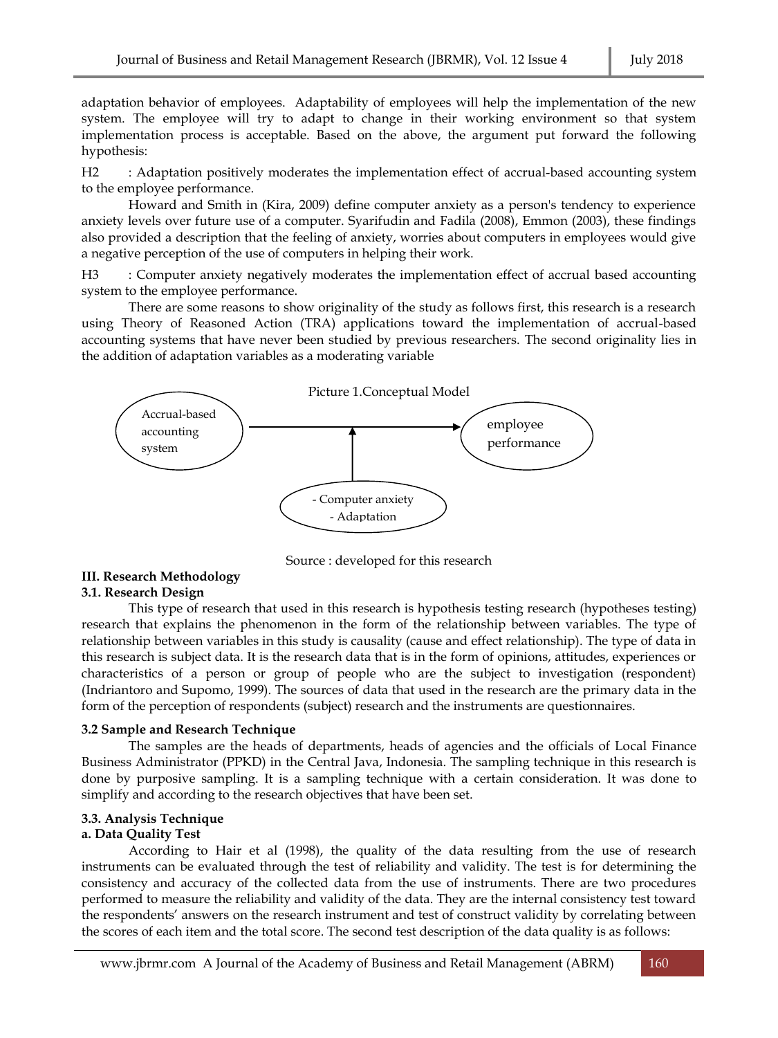adaptation behavior of employees. Adaptability of employees will help the implementation of the new system. The employee will try to adapt to change in their working environment so that system implementation process is acceptable. Based on the above, the argument put forward the following hypothesis:

H2 : Adaptation positively moderates the implementation effect of accrual-based accounting system to the employee performance.

Howard and Smith in (Kira, 2009) define computer anxiety as a person's tendency to experience anxiety levels over future use of a computer. Syarifudin and Fadila (2008), Emmon (2003), these findings also provided a description that the feeling of anxiety, worries about computers in employees would give a negative perception of the use of computers in helping their work.

H3 : Computer anxiety negatively moderates the implementation effect of accrual based accounting system to the employee performance.

There are some reasons to show originality of the study as follows first, this research is a research using Theory of Reasoned Action (TRA) applications toward the implementation of accrual-based accounting systems that have never been studied by previous researchers. The second originality lies in the addition of adaptation variables as a moderating variable

Picture 1.Conceptual Model

Accrual-based accounting system → employee performance

- Computer anxiety
- Adaptation

Source : developed for this research

## III. Research Methodology

### 3.1. Research Design

This type of research that used in this research is hypothesis testing research (hypotheses testing) research that explains the phenomenon in the form of the relationship between variables. The type of relationship between variables in this study is causality (cause and effect relationship). The type of data in this research is subject data. It is the research data that is in the form of opinions, attitudes, experiences or characteristics of a person or group of people who are the subject to investigation (respondent) (Indriantoro and Supomo, 1999). The sources of data that used in the research are the primary data in the form of the perception of respondents (subject) research and the instruments are questionnaires.

### 3.2 Sample and Research Technique

The samples are the heads of departments, heads of agencies and the officials of Local Finance Business Administrator (PPKD) in the Central Java, Indonesia. The sampling technique in this research is done by purposive sampling. It is a sampling technique with a certain consideration. It was done to simplify and according to the research objectives that have been set.

### 3.3. Analysis Technique

**a. Data Quality Test**

According to Hair et al (1998), the quality of the data resulting from the use of research instruments can be evaluated through the test of reliability and validity. The test is for determining the consistency and accuracy of the collected data from the use of instruments. There are two procedures performed to measure the reliability and validity of the data. They are the internal consistency test toward the respondents' answers on the research instrument and test of construct validity by correlating between the scores of each item and the total score. The second test description of the data quality is as follows: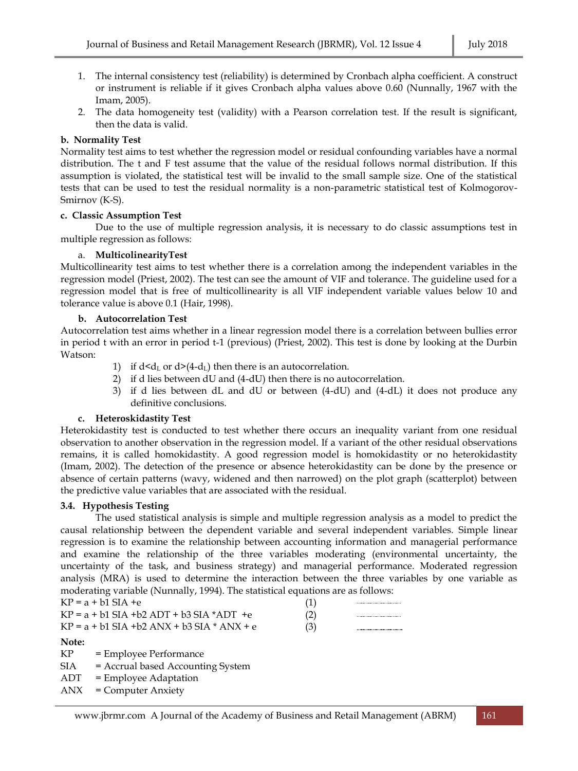1. The internal consistency test (reliability) is determined by Cronbach alpha coefficient. A construct or instrument is reliable if it gives Cronbach alpha values above 0.60 (Nunnally, 1967 with the Imam, 2005).
2. The data homogeneity test (validity) with a Pearson correlation test. If the result is significant, then the data is valid.

**b. Normality Test**

Normality test aims to test whether the regression model or residual confounding variables have a normal distribution. The t and F test assume that the value of the residual follows normal distribution. If this assumption is violated, the statistical test will be invalid to the small sample size. One of the statistical tests that can be used to test the residual normality is a non-parametric statistical test of Kolmogorov-Smirnov (K-S).

**c. Classic Assumption Test**

Due to the use of multiple regression analysis, it is necessary to do classic assumptions test in multiple regression as follows:

a. **MulticolinearityTest**

Multicollinearity test aims to test whether there is a correlation among the independent variables in the regression model (Priest, 2002). The test can see the amount of VIF and tolerance. The guideline used for a regression model that is free of multicollinearity is all VIF independent variable values below 10 and tolerance value is above 0.1 (Hair, 1998).

**b. Autocorrelation Test**

Autocorrelation test aims whether in a linear regression model there is a correlation between bullies error in period t with an error in period t-1 (previous) (Priest, 2002). This test is done by looking at the Durbin Watson:

1) if $d<d_L$ or $d>(4-d_L)$ then there is an autocorrelation.
2) if d lies between dU and (4-dU) then there is no autocorrelation.
3) if d lies between dL and dU or between (4-dU) and (4-dL) it does not produce any definitive conclusions.

**c. Heteroskidastity Test**

Heterokidastity test is conducted to test whether there occurs an inequality variant from one residual observation to another observation in the regression model. If a variant of the other residual observations remains, it is called homokidastity. A good regression model is homokidastity or no heterokidastity (Imam, 2002). The detection of the presence or absence heterokidastity can be done by the presence or absence of certain patterns (wavy, widened and then narrowed) on the plot graph (scatterplot) between the predictive value variables that are associated with the residual.

**3.4. Hypothesis Testing**

The used statistical analysis is simple and multiple regression analysis as a model to predict the causal relationship between the dependent variable and several independent variables. Simple linear regression is to examine the relationship between accounting information and managerial performance and examine the relationship of the three variables moderating (environmental uncertainty, the uncertainty of the task, and business strategy) and managerial performance. Moderated regression analysis (MRA) is used to determine the interaction between the three variables by one variable as moderating variable (Nunnally, 1994). The statistical equations are as follows:

$$KP = a + b1\ SIA + e \quad (1)$$

$$KP = a + b1\ SIA + b2\ ADT + b3\ SIA * ADT + e \quad (2)$$

$$KP = a + b1\ SIA + b2\ ANX + b3\ SIA * ANX + e \quad (3)$$

**Note:**

KP = Employee Performance
SIA = Accrual based Accounting System
ADT = Employee Adaptation
ANX = Computer Anxiety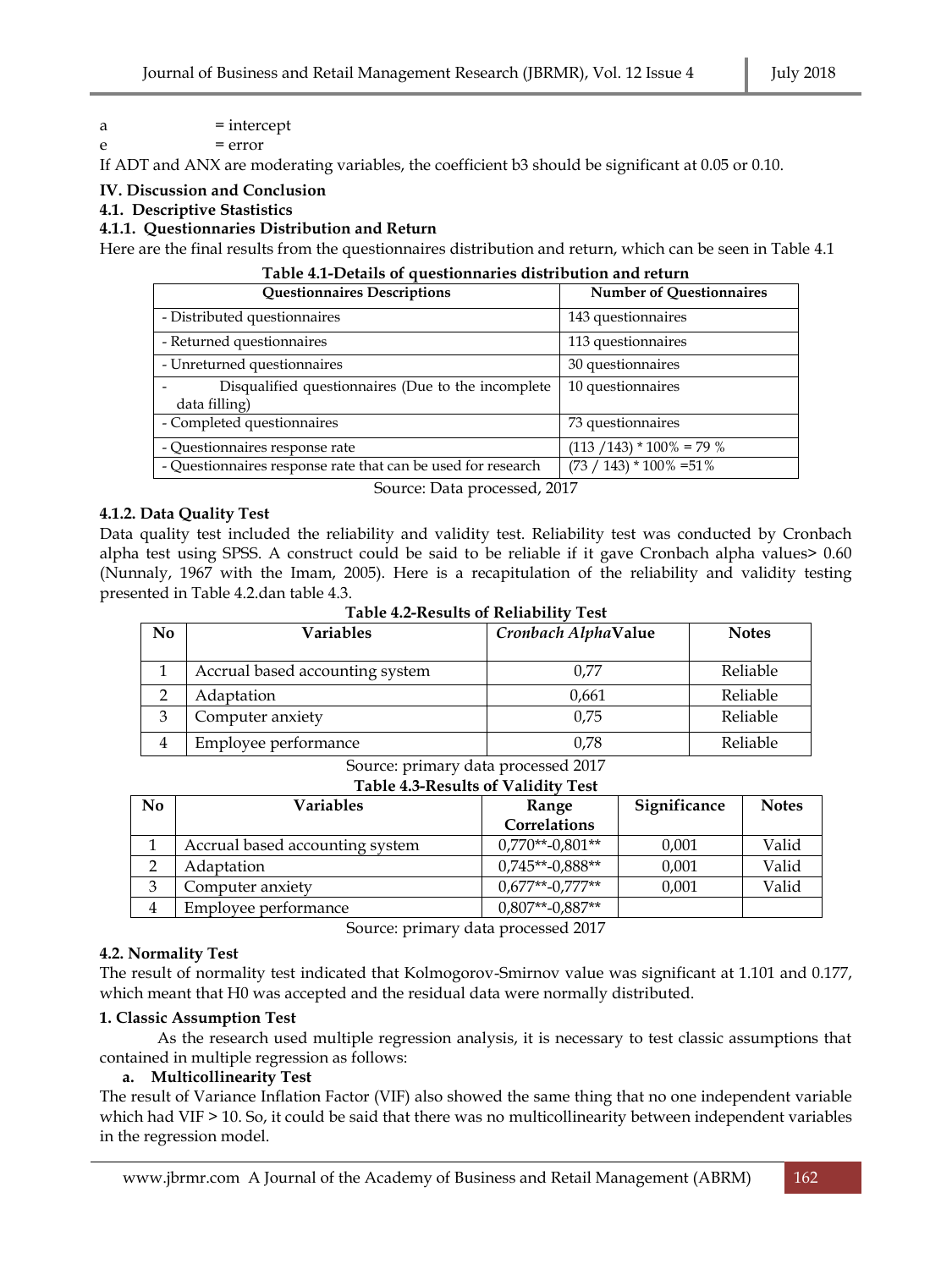a = intercept

e = error

If ADT and ANX are moderating variables, the coefficient b3 should be significant at 0.05 or 0.10.

## IV. Discussion and Conclusion

### 4.1. Descriptive Stastistics

#### 4.1.1. Questionnaries Distribution and Return

Here are the final results from the questionnaires distribution and return, which can be seen in Table 4.1

**Table 4.1-Details of questionnaires distribution and return**

| Questionnaires Descriptions | Number of Questionnaires |
|---|---|
| - Distributed questionnaires | 143 questionnaires |
| - Returned questionnaires | 113 questionnaires |
| - Unreturned questionnaires | 30 questionnaires |
| - Disqualified questionnaires (Due to the incomplete data filling) | 10 questionnaires |
| - Completed questionnaires | 73 questionnaires |
| - Questionnaires response rate | (113 /143) * 100% = 79 % |
| - Questionnaires response rate that can be used for research | (73 / 143) * 100% =51% |

Source: Data processed, 2017

#### 4.1.2. Data Quality Test

Data quality test included the reliability and validity test. Reliability test was conducted by Cronbach alpha test using SPSS. A construct could be said to be reliable if it gave Cronbach alpha values> 0.60 (Nunnaly, 1967 with the Imam, 2005). Here is a recapitulation of the reliability and validity testing presented in Table 4.2.dan table 4.3.

**Table 4.2-Results of Reliability Test**

| No | Variables | *Cronbach Alpha* Value | Notes |
|---|---|---|---|
| 1 | Accrual based accounting system | 0,77 | Reliable |
| 2 | Adaptation | 0,661 | Reliable |
| 3 | Computer anxiety | 0,75 | Reliable |
| 4 | Employee performance | 0,78 | Reliable |

Source: primary data processed 2017

**Table 4.3-Results of Validity Test**

| No | Variables | Range Correlations | Significance | Notes |
|---|---|---|---|---|
| 1 | Accrual based accounting system | 0,770**-0,801** | 0,001 | Valid |
| 2 | Adaptation | 0,745**-0,888** | 0,001 | Valid |
| 3 | Computer anxiety | 0,677**-0,777** | 0,001 | Valid |
| 4 | Employee performance | 0,807**-0,887** | | |

Source: primary data processed 2017

### 4.2. Normality Test

The result of normality test indicated that Kolmogorov-Smirnov value was significant at 1.101 and 0.177, which meant that H0 was accepted and the residual data were normally distributed.

#### 1. Classic Assumption Test

As the research used multiple regression analysis, it is necessary to test classic assumptions that contained in multiple regression as follows:

**a. Multicollinearity Test**

The result of Variance Inflation Factor (VIF) also showed the same thing that no one independent variable which had VIF > 10. So, it could be said that there was no multicollinearity between independent variables in the regression model.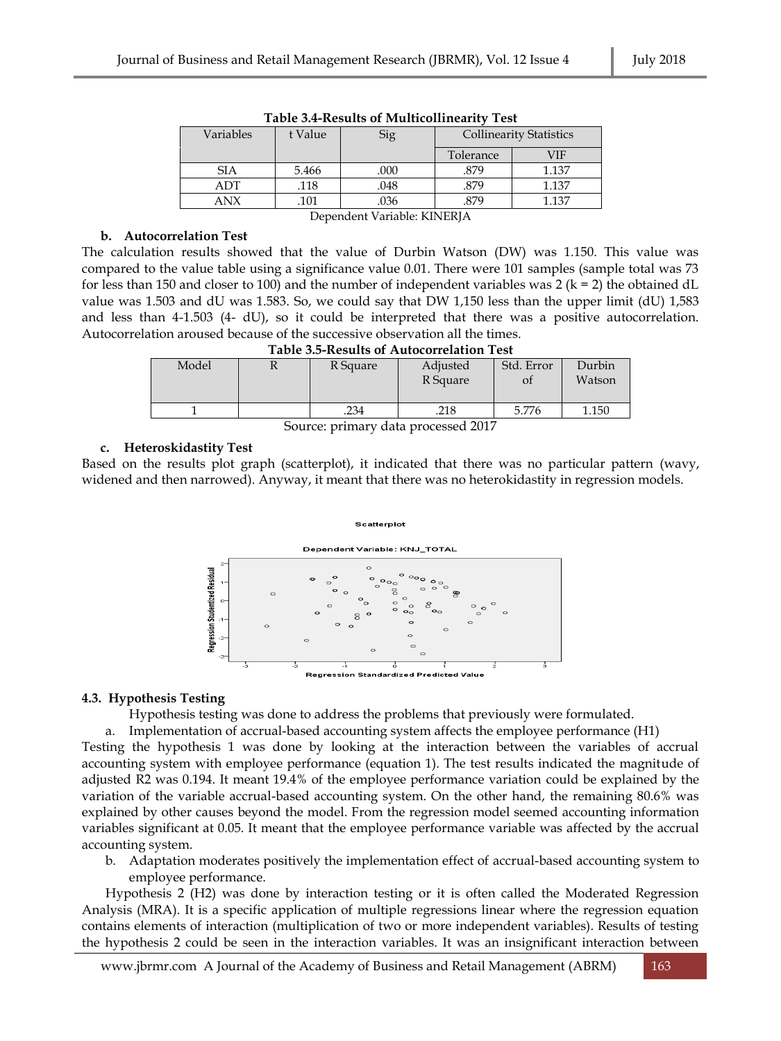**Table 3.4-Results of Multicollinearity Test**

| Variables | t Value | Sig | Collinearity Statistics | |
|---|---|---|---|---|
| | | | Tolerance | VIF |
| SIA | 5.466 | .000 | .879 | 1.137 |
| ADT | .118 | .048 | .879 | 1.137 |
| ANX | .101 | .036 | .879 | 1.137 |

Dependent Variable: KINERJA

**b. Autocorrelation Test**

The calculation results showed that the value of Durbin Watson (DW) was 1.150. This value was compared to the value table using a significance value 0.01. There were 101 samples (sample total was 73 for less than 150 and closer to 100) and the number of independent variables was 2 (k = 2) the obtained dL value was 1.503 and dU was 1.583. So, we could say that DW 1,150 less than the upper limit (dU) 1,583 and less than 4-1.503 (4- dU), so it could be interpreted that there was a positive autocorrelation. Autocorrelation aroused because of the successive observation all the times.

**Table 3.5-Results of Autocorrelation Test**

| Model | R | R Square | Adjusted R Square | Std. Error of | Durbin Watson |
|---|---|---|---|---|---|
| 1 | | .234 | .218 | 5.776 | 1.150 |

Source: primary data processed 2017

**c. Heteroskidastity Test**

Based on the results plot graph (scatterplot), it indicated that there was no particular pattern (wavy, widened and then narrowed). Anyway, it meant that there was no heterokidastity in regression models.

### 4.3. Hypothesis Testing

Hypothesis testing was done to address the problems that previously were formulated.

a. Implementation of accrual-based accounting system affects the employee performance (H1)

Testing the hypothesis 1 was done by looking at the interaction between the variables of accrual accounting system with employee performance (equation 1). The test results indicated the magnitude of adjusted R2 was 0.194. It meant 19.4% of the employee performance variation could be explained by the variation of the variable accrual-based accounting system. On the other hand, the remaining 80.6% was explained by other causes beyond the model. From the regression model seemed accounting information variables significant at 0.05. It meant that the employee performance variable was affected by the accrual accounting system.

b. Adaptation moderates positively the implementation effect of accrual-based accounting system to employee performance.

Hypothesis 2 (H2) was done by interaction testing or it is often called the Moderated Regression Analysis (MRA). It is a specific application of multiple regressions linear where the regression equation contains elements of interaction (multiplication of two or more independent variables). Results of testing the hypothesis 2 could be seen in the interaction variables. It was an insignificant interaction between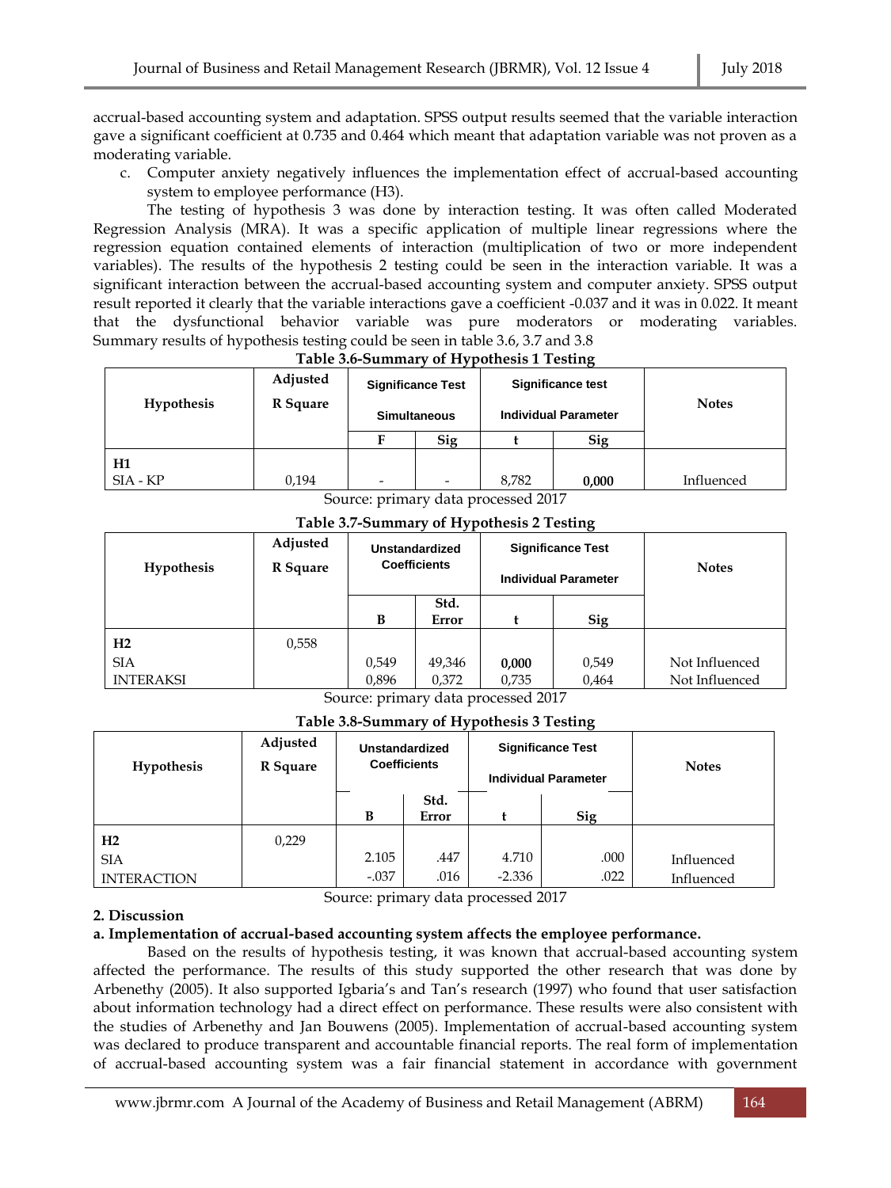accrual-based accounting system and adaptation. SPSS output results seemed that the variable interaction gave a significant coefficient at 0.735 and 0.464 which meant that adaptation variable was not proven as a moderating variable.

c. Computer anxiety negatively influences the implementation effect of accrual-based accounting system to employee performance (H3).

The testing of hypothesis 3 was done by interaction testing. It was often called Moderated Regression Analysis (MRA). It was a specific application of multiple linear regressions where the regression equation contained elements of interaction (multiplication of two or more independent variables). The results of the hypothesis 2 testing could be seen in the interaction variable. It was a significant interaction between the accrual-based accounting system and computer anxiety. SPSS output result reported it clearly that the variable interactions gave a coefficient -0.037 and it was in 0.022. It meant that the dysfunctional behavior variable was pure moderators or moderating variables. Summary results of hypothesis testing could be seen in table 3.6, 3.7 and 3.8

**Table 3.6-Summary of Hypothesis 1 Testing**

| Hypothesis | Adjusted R Square | Significance Test Simultaneous | | Significance test Individual Parameter | | Notes |
|---|---|---|---|---|---|---|
| | | F | Sig | t | Sig | |
| H1<br>SIA - KP | 0,194 | - | - | 8,782 | **0,000** | Influenced |

Source: primary data processed 2017

**Table 3.7-Summary of Hypothesis 2 Testing**

| Hypothesis | Adjusted R Square | Unstandardized Coefficients | | Significance Test Individual Parameter | | Notes |
|---|---|---|---|---|---|---|
| | | B | Std. Error | t | Sig | |
| **H2** | 0,558 | | | | | |
| SIA | | 0,549 | 49,346 | **0,000** | 0,549 | Not Influenced |
| INTERAKSI | | 0,896 | 0,372 | 0,735 | 0,464 | Not Influenced |

Source: primary data processed 2017

**Table 3.8-Summary of Hypothesis 3 Testing**

| Hypothesis | Adjusted R Square | Unstandardized Coefficients | | Significance Test Individual Parameter | | Notes |
|---|---|---|---|---|---|---|
| | | B | Std. Error | t | Sig | |
| **H2** | 0,229 | | | | | |
| SIA | | 2.105 | .447 | 4.710 | .000 | Influenced |
| INTERACTION | | -.037 | .016 | -2.336 | .022 | Influenced |

Source: primary data processed 2017

**2. Discussion**

**a. Implementation of accrual-based accounting system affects the employee performance.**

Based on the results of hypothesis testing, it was known that accrual-based accounting system affected the performance. The results of this study supported the other research that was done by Arbenethy (2005). It also supported Igbaria's and Tan's research (1997) who found that user satisfaction about information technology had a direct effect on performance. These results were also consistent with the studies of Arbenethy and Jan Bouwens (2005). Implementation of accrual-based accounting system was declared to produce transparent and accountable financial reports. The real form of implementation of accrual-based accounting system was a fair financial statement in accordance with government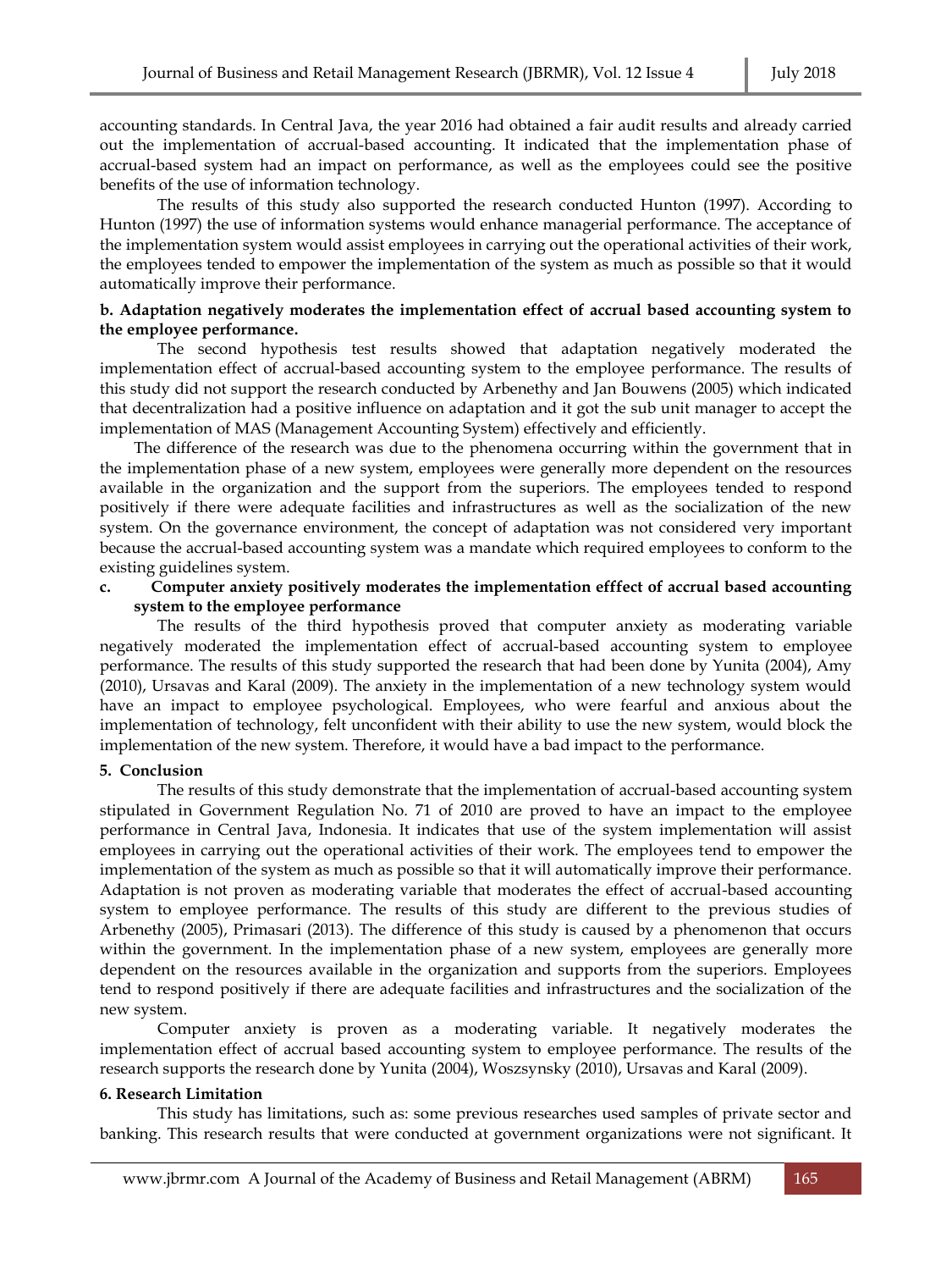accounting standards. In Central Java, the year 2016 had obtained a fair audit results and already carried out the implementation of accrual-based accounting. It indicated that the implementation phase of accrual-based system had an impact on performance, as well as the employees could see the positive benefits of the use of information technology.

The results of this study also supported the research conducted Hunton (1997). According to Hunton (1997) the use of information systems would enhance managerial performance. The acceptance of the implementation system would assist employees in carrying out the operational activities of their work, the employees tended to empower the implementation of the system as much as possible so that it would automatically improve their performance.

**b. Adaptation negatively moderates the implementation effect of accrual based accounting system to the employee performance.**

The second hypothesis test results showed that adaptation negatively moderated the implementation effect of accrual-based accounting system to the employee performance. The results of this study did not support the research conducted by Arbenethy and Jan Bouwens (2005) which indicated that decentralization had a positive influence on adaptation and it got the sub unit manager to accept the implementation of MAS (Management Accounting System) effectively and efficiently.

The difference of the research was due to the phenomena occurring within the government that in the implementation phase of a new system, employees were generally more dependent on the resources available in the organization and the support from the superiors. The employees tended to respond positively if there were adequate facilities and infrastructures as well as the socialization of the new system. On the governance environment, the concept of adaptation was not considered very important because the accrual-based accounting system was a mandate which required employees to conform to the existing guidelines system.

**c. Computer anxiety positively moderates the implementation efffect of accrual based accounting system to the employee performance**

The results of the third hypothesis proved that computer anxiety as moderating variable negatively moderated the implementation effect of accrual-based accounting system to employee performance. The results of this study supported the research that had been done by Yunita (2004), Amy (2010), Ursavas and Karal (2009). The anxiety in the implementation of a new technology system would have an impact to employee psychological. Employees, who were fearful and anxious about the implementation of technology, felt unconfident with their ability to use the new system, would block the implementation of the new system. Therefore, it would have a bad impact to the performance.

## 5. Conclusion

The results of this study demonstrate that the implementation of accrual-based accounting system stipulated in Government Regulation No. 71 of 2010 are proved to have an impact to the employee performance in Central Java, Indonesia. It indicates that use of the system implementation will assist employees in carrying out the operational activities of their work. The employees tend to empower the implementation of the system as much as possible so that it will automatically improve their performance. Adaptation is not proven as moderating variable that moderates the effect of accrual-based accounting system to employee performance. The results of this study are different to the previous studies of Arbenethy (2005), Primasari (2013). The difference of this study is caused by a phenomenon that occurs within the government. In the implementation phase of a new system, employees are generally more dependent on the resources available in the organization and supports from the superiors. Employees tend to respond positively if there are adequate facilities and infrastructures and the socialization of the new system.

Computer anxiety is proven as a moderating variable. It negatively moderates the implementation effect of accrual based accounting system to employee performance. The results of the research supports the research done by Yunita (2004), Woszsynsky (2010), Ursavas and Karal (2009).

## 6. Research Limitation

This study has limitations, such as: some previous researches used samples of private sector and banking. This research results that were conducted at government organizations were not significant. It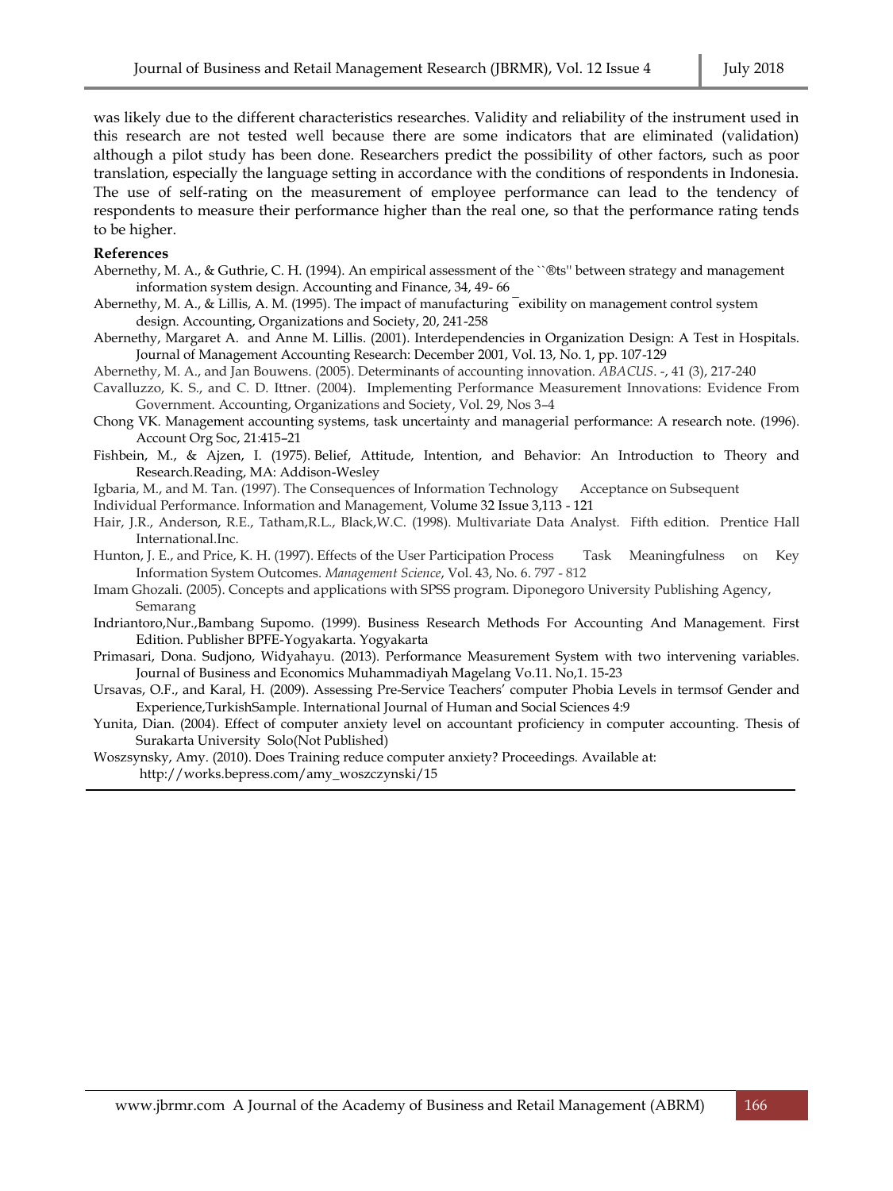was likely due to the different characteristics researches. Validity and reliability of the instrument used in this research are not tested well because there are some indicators that are eliminated (validation) although a pilot study has been done. Researchers predict the possibility of other factors, such as poor translation, especially the language setting in accordance with the conditions of respondents in Indonesia. The use of self-rating on the measurement of employee performance can lead to the tendency of respondents to measure their performance higher than the real one, so that the performance rating tends to be higher.

**References**

Abernethy, M. A., & Guthrie, C. H. (1994). An empirical assessment of the ``®ts'' between strategy and management information system design. Accounting and Finance, 34, 49- 66

Abernethy, M. A., & Lillis, A. M. (1995). The impact of manufacturing ¯exibility on management control system design. Accounting, Organizations and Society, 20, 241-258

Abernethy, Margaret A. and Anne M. Lillis. (2001). Interdependencies in Organization Design: A Test in Hospitals. Journal of Management Accounting Research: December 2001, Vol. 13, No. 1, pp. 107-129

Abernethy, M. A., and Jan Bouwens. (2005). Determinants of accounting innovation. *ABACUS*. -, 41 (3), 217-240

Cavalluzzo, K. S., and C. D. Ittner. (2004). Implementing Performance Measurement Innovations: Evidence From Government. Accounting, Organizations and Society, Vol. 29, Nos 3–4

Chong VK. Management accounting systems, task uncertainty and managerial performance: A research note. (1996). Account Org Soc, 21:415–21

Fishbein, M., & Ajzen, I. (1975). Belief, Attitude, Intention, and Behavior: An Introduction to Theory and Research.Reading, MA: Addison-Wesley

Igbaria, M., and M. Tan. (1997). The Consequences of Information Technology Acceptance on Subsequent Individual Performance. Information and Management, Volume 32 Issue 3,113 - 121

Hair, J.R., Anderson, R.E., Tatham,R.L., Black,W.C. (1998). Multivariate Data Analyst. Fifth edition. Prentice Hall International.Inc.

Hunton, J. E., and Price, K. H. (1997). Effects of the User Participation Process Task Meaningfulness on Key Information System Outcomes. *Management Science*, Vol. 43, No. 6. 797 - 812

Imam Ghozali. (2005). Concepts and applications with SPSS program. Diponegoro University Publishing Agency, Semarang

Indriantoro,Nur.,Bambang Supomo. (1999). Business Research Methods For Accounting And Management. First Edition. Publisher BPFE-Yogyakarta. Yogyakarta

Primasari, Dona. Sudjono, Widyahayu. (2013). Performance Measurement System with two intervening variables. Journal of Business and Economics Muhammadiyah Magelang Vo.11. No,1. 15-23

Ursavas, O.F., and Karal, H. (2009). Assessing Pre-Service Teachers' computer Phobia Levels in termsof Gender and Experience,TurkishSample. International Journal of Human and Social Sciences 4:9

Yunita, Dian. (2004). Effect of computer anxiety level on accountant proficiency in computer accounting. Thesis of Surakarta University Solo(Not Published)

Woszsynsky, Amy. (2010). Does Training reduce computer anxiety? Proceedings. Available at: http://works.bepress.com/amy_woszczynski/15